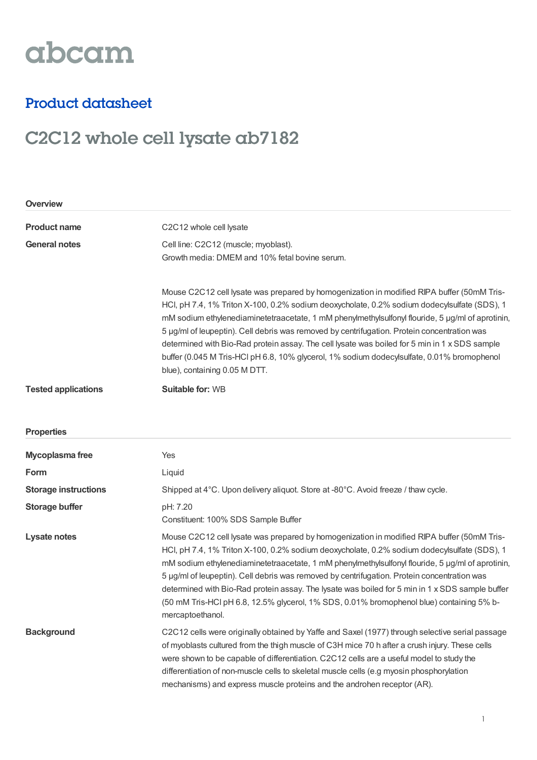# abcam

## Product datasheet

# C2C12 whole cell lysate ab7182

### Overview

| | |
|---|---|
| **Product name** | C2C12 whole cell lysate |
| **General notes** | Cell line: C2C12 (muscle; myoblast).<br>Growth media: DMEM and 10% fetal bovine serum.<br><br>Mouse C2C12 cell lysate was prepared by homogenization in modified RIPA buffer (50mM Tris-HCl, pH 7.4, 1% Triton X-100, 0.2% sodium deoxycholate, 0.2% sodium dodecylsulfate (SDS), 1 mM sodium ethylenediaminetetraacetate, 1 mM phenylmethylsulfonyl flouride, 5 µg/ml of aprotinin, 5 µg/ml of leupeptin). Cell debris was removed by centrifugation. Protein concentration was determined with Bio-Rad protein assay. The cell lysate was boiled for 5 min in 1 x SDS sample buffer (0.045 M Tris-HCl pH 6.8, 10% glycerol, 1% sodium dodecylsulfate, 0.01% bromophenol blue), containing 0.05 M DTT. |
| **Tested applications** | **Suitable for:** WB |

### Properties

| | |
|---|---|
| **Mycoplasma free** | Yes |
| **Form** | Liquid |
| **Storage instructions** | Shipped at 4°C. Upon delivery aliquot. Store at -80°C. Avoid freeze / thaw cycle. |
| **Storage buffer** | pH: 7.20<br>Constituent: 100% SDS Sample Buffer |
| **Lysate notes** | Mouse C2C12 cell lysate was prepared by homogenization in modified RIPA buffer (50mM Tris-HCl, pH 7.4, 1% Triton X-100, 0.2% sodium deoxycholate, 0.2% sodium dodecylsulfate (SDS), 1 mM sodium ethylenediaminetetraacetate, 1 mM phenylmethylsulfonyl flouride, 5 µg/ml of aprotinin, 5 µg/ml of leupeptin). Cell debris was removed by centrifugation. Protein concentration was determined with Bio-Rad protein assay. The lysate was boiled for 5 min in 1 x SDS sample buffer (50 mM Tris-HCl pH 6.8, 12.5% glycerol, 1% SDS, 0.01% bromophenol blue) containing 5% b-mercaptoethanol. |
| **Background** | C2C12 cells were originally obtained by Yaffe and Saxel (1977) through selective serial passage of myoblasts cultured from the thigh muscle of C3H mice 70 h after a crush injury. These cells were shown to be capable of differentiation. C2C12 cells are a useful model to study the differentiation of non-muscle cells to skeletal muscle cells (e.g myosin phosphorylation mechanisms) and express muscle proteins and the androhen receptor (AR). |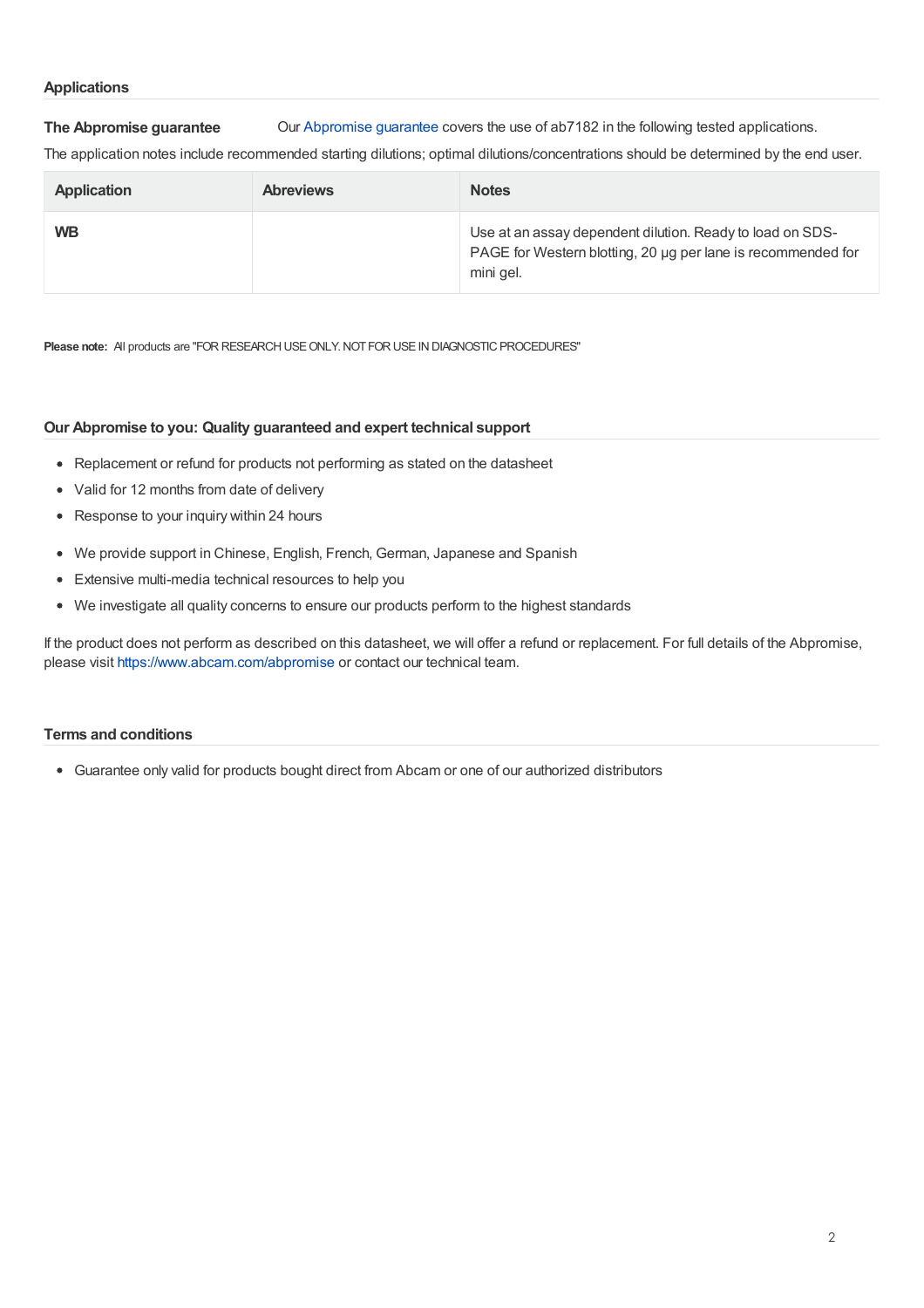## Applications

**The Abpromise guarantee** Our Abpromise guarantee covers the use of ab7182 in the following tested applications.

The application notes include recommended starting dilutions; optimal dilutions/concentrations should be determined by the end user.

| Application | Abreviews | Notes |
|---|---|---|
| **WB** | | Use at an assay dependent dilution. Ready to load on SDS-PAGE for Western blotting, 20 µg per lane is recommended for mini gel. |

**Please note:** All products are "FOR RESEARCH USE ONLY. NOT FOR USE IN DIAGNOSTIC PROCEDURES"

## Our Abpromise to you: Quality guaranteed and expert technical support

- Replacement or refund for products not performing as stated on the datasheet
- Valid for 12 months from date of delivery
- Response to your inquiry within 24 hours

- We provide support in Chinese, English, French, German, Japanese and Spanish
- Extensive multi-media technical resources to help you
- We investigate all quality concerns to ensure our products perform to the highest standards

If the product does not perform as described on this datasheet, we will offer a refund or replacement. For full details of the Abpromise, please visit https://www.abcam.com/abpromise or contact our technical team.

## Terms and conditions

- Guarantee only valid for products bought direct from Abcam or one of our authorized distributors